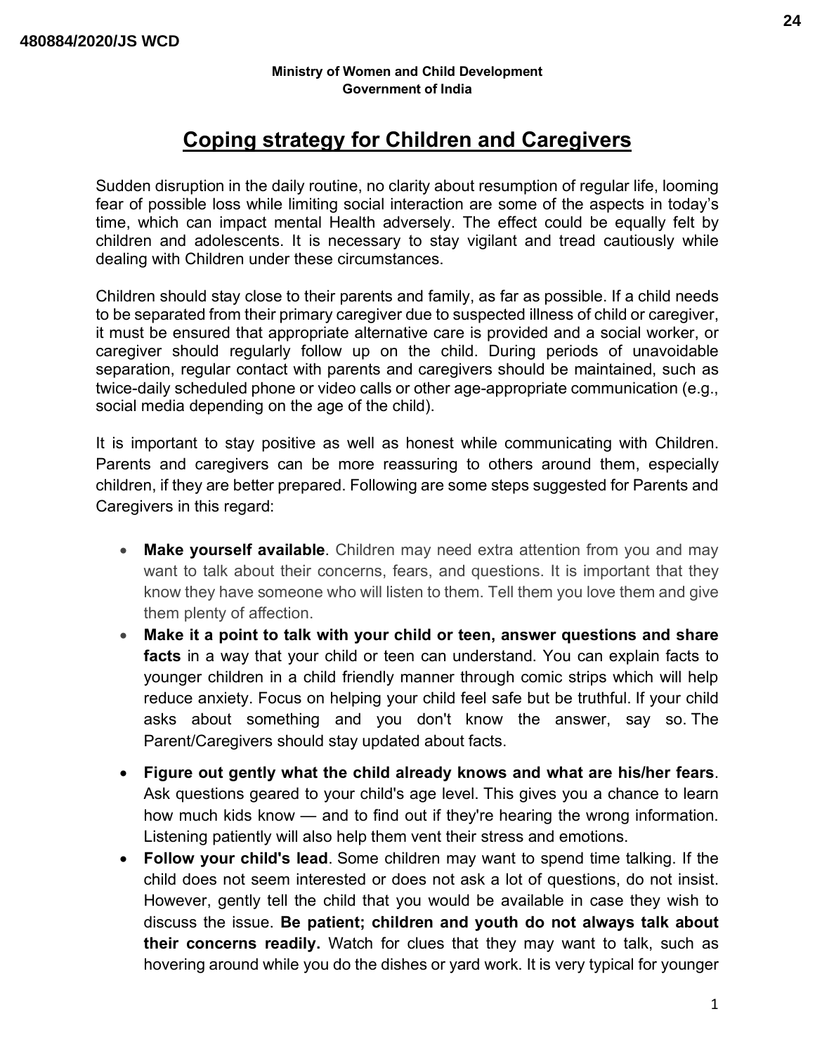**Ministry of Women and Child Development**
**Government of India**

# Coping strategy for Children and Caregivers

Sudden disruption in the daily routine, no clarity about resumption of regular life, looming fear of possible loss while limiting social interaction are some of the aspects in today's time, which can impact mental Health adversely. The effect could be equally felt by children and adolescents. It is necessary to stay vigilant and tread cautiously while dealing with Children under these circumstances.

Children should stay close to their parents and family, as far as possible. If a child needs to be separated from their primary caregiver due to suspected illness of child or caregiver, it must be ensured that appropriate alternative care is provided and a social worker, or caregiver should regularly follow up on the child. During periods of unavoidable separation, regular contact with parents and caregivers should be maintained, such as twice-daily scheduled phone or video calls or other age-appropriate communication (e.g., social media depending on the age of the child).

It is important to stay positive as well as honest while communicating with Children. Parents and caregivers can be more reassuring to others around them, especially children, if they are better prepared. Following are some steps suggested for Parents and Caregivers in this regard:

- **Make yourself available**. Children may need extra attention from you and may want to talk about their concerns, fears, and questions. It is important that they know they have someone who will listen to them. Tell them you love them and give them plenty of affection.
- **Make it a point to talk with your child or teen, answer questions and share facts** in a way that your child or teen can understand. You can explain facts to younger children in a child friendly manner through comic strips which will help reduce anxiety. Focus on helping your child feel safe but be truthful. If your child asks about something and you don't know the answer, say so. The Parent/Caregivers should stay updated about facts.
- **Figure out gently what the child already knows and what are his/her fears**. Ask questions geared to your child's age level. This gives you a chance to learn how much kids know — and to find out if they're hearing the wrong information. Listening patiently will also help them vent their stress and emotions.
- **Follow your child's lead**. Some children may want to spend time talking. If the child does not seem interested or does not ask a lot of questions, do not insist. However, gently tell the child that you would be available in case they wish to discuss the issue. **Be patient; children and youth do not always talk about their concerns readily.** Watch for clues that they may want to talk, such as hovering around while you do the dishes or yard work. It is very typical for younger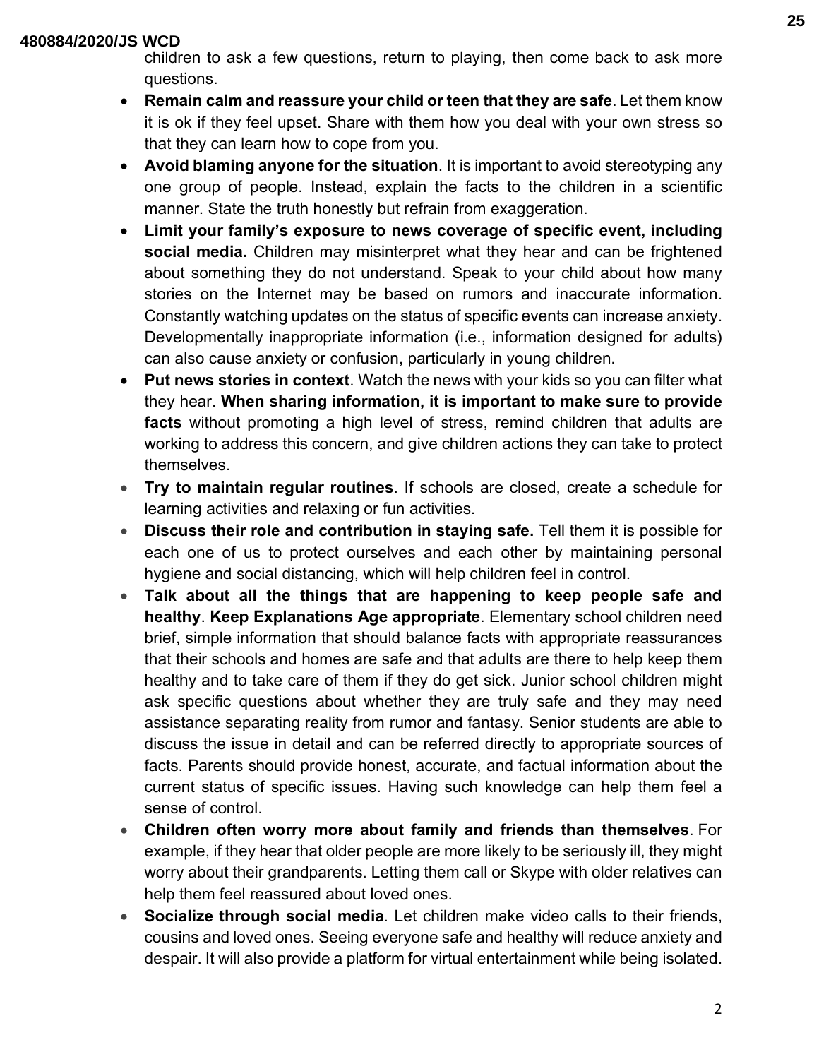children to ask a few questions, return to playing, then come back to ask more questions.

- **Remain calm and reassure your child or teen that they are safe**. Let them know it is ok if they feel upset. Share with them how you deal with your own stress so that they can learn how to cope from you.
- **Avoid blaming anyone for the situation**. It is important to avoid stereotyping any one group of people. Instead, explain the facts to the children in a scientific manner. State the truth honestly but refrain from exaggeration.
- **Limit your family's exposure to news coverage of specific event, including social media.** Children may misinterpret what they hear and can be frightened about something they do not understand. Speak to your child about how many stories on the Internet may be based on rumors and inaccurate information. Constantly watching updates on the status of specific events can increase anxiety. Developmentally inappropriate information (i.e., information designed for adults) can also cause anxiety or confusion, particularly in young children.
- **Put news stories in context**. Watch the news with your kids so you can filter what they hear. **When sharing information, it is important to make sure to provide facts** without promoting a high level of stress, remind children that adults are working to address this concern, and give children actions they can take to protect themselves.
- **Try to maintain regular routines**. If schools are closed, create a schedule for learning activities and relaxing or fun activities.
- **Discuss their role and contribution in staying safe.** Tell them it is possible for each one of us to protect ourselves and each other by maintaining personal hygiene and social distancing, which will help children feel in control.
- **Talk about all the things that are happening to keep people safe and healthy**. **Keep Explanations Age appropriate**. Elementary school children need brief, simple information that should balance facts with appropriate reassurances that their schools and homes are safe and that adults are there to help keep them healthy and to take care of them if they do get sick. Junior school children might ask specific questions about whether they are truly safe and they may need assistance separating reality from rumor and fantasy. Senior students are able to discuss the issue in detail and can be referred directly to appropriate sources of facts. Parents should provide honest, accurate, and factual information about the current status of specific issues. Having such knowledge can help them feel a sense of control.
- **Children often worry more about family and friends than themselves**. For example, if they hear that older people are more likely to be seriously ill, they might worry about their grandparents. Letting them call or Skype with older relatives can help them feel reassured about loved ones.
- **Socialize through social media**. Let children make video calls to their friends, cousins and loved ones. Seeing everyone safe and healthy will reduce anxiety and despair. It will also provide a platform for virtual entertainment while being isolated.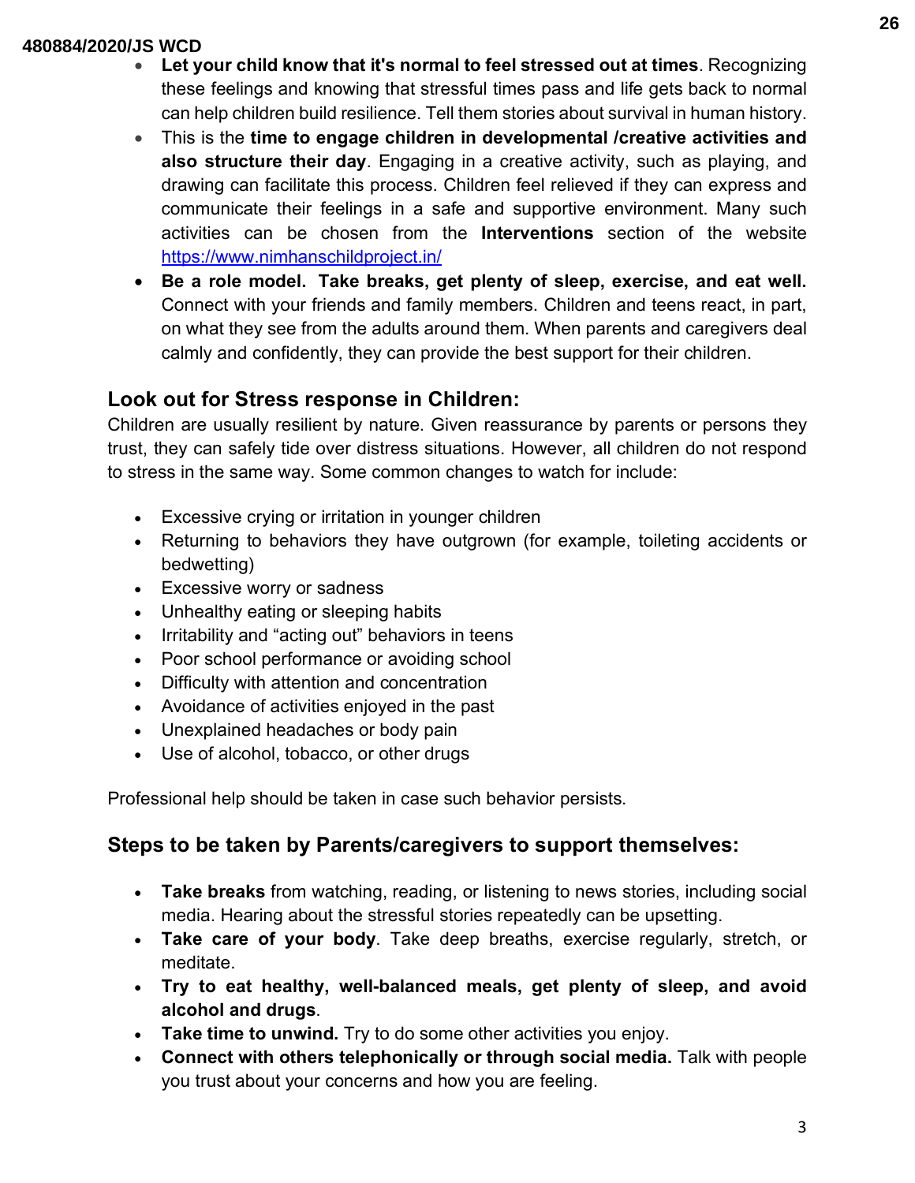- **Let your child know that it's normal to feel stressed out at times**. Recognizing these feelings and knowing that stressful times pass and life gets back to normal can help children build resilience. Tell them stories about survival in human history.
- This is the **time to engage children in developmental /creative activities and also structure their day**. Engaging in a creative activity, such as playing, and drawing can facilitate this process. Children feel relieved if they can express and communicate their feelings in a safe and supportive environment. Many such activities can be chosen from the **Interventions** section of the website https://www.nimhanschildproject.in/
- **Be a role model. Take breaks, get plenty of sleep, exercise, and eat well.** Connect with your friends and family members. Children and teens react, in part, on what they see from the adults around them. When parents and caregivers deal calmly and confidently, they can provide the best support for their children.

## Look out for Stress response in Children:

Children are usually resilient by nature. Given reassurance by parents or persons they trust, they can safely tide over distress situations. However, all children do not respond to stress in the same way. Some common changes to watch for include:

- Excessive crying or irritation in younger children
- Returning to behaviors they have outgrown (for example, toileting accidents or bedwetting)
- Excessive worry or sadness
- Unhealthy eating or sleeping habits
- Irritability and "acting out" behaviors in teens
- Poor school performance or avoiding school
- Difficulty with attention and concentration
- Avoidance of activities enjoyed in the past
- Unexplained headaches or body pain
- Use of alcohol, tobacco, or other drugs

Professional help should be taken in case such behavior persists.

## Steps to be taken by Parents/caregivers to support themselves:

- **Take breaks** from watching, reading, or listening to news stories, including social media. Hearing about the stressful stories repeatedly can be upsetting.
- **Take care of your body**. Take deep breaths, exercise regularly, stretch, or meditate.
- **Try to eat healthy, well-balanced meals, get plenty of sleep, and avoid alcohol and drugs**.
- **Take time to unwind.** Try to do some other activities you enjoy.
- **Connect with others telephonically or through social media.** Talk with people you trust about your concerns and how you are feeling.